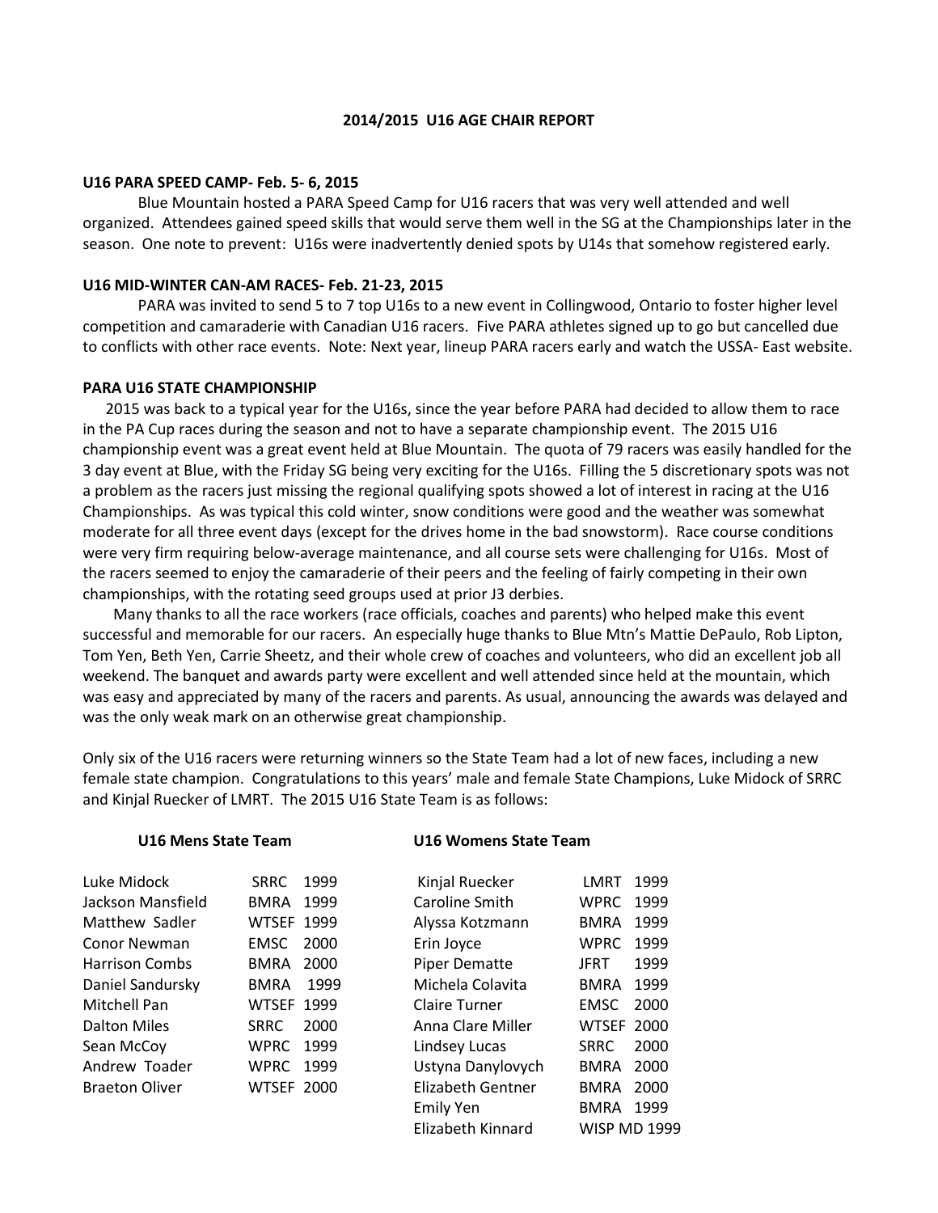# 2014/2015 U16 AGE CHAIR REPORT

## U16 PARA SPEED CAMP- Feb. 5- 6, 2015

Blue Mountain hosted a PARA Speed Camp for U16 racers that was very well attended and well organized. Attendees gained speed skills that would serve them well in the SG at the Championships later in the season. One note to prevent: U16s were inadvertently denied spots by U14s that somehow registered early.

## U16 MID-WINTER CAN-AM RACES- Feb. 21-23, 2015

PARA was invited to send 5 to 7 top U16s to a new event in Collingwood, Ontario to foster higher level competition and camaraderie with Canadian U16 racers. Five PARA athletes signed up to go but cancelled due to conflicts with other race events. Note: Next year, lineup PARA racers early and watch the USSA- East website.

## PARA U16 STATE CHAMPIONSHIP

2015 was back to a typical year for the U16s, since the year before PARA had decided to allow them to race in the PA Cup races during the season and not to have a separate championship event. The 2015 U16 championship event was a great event held at Blue Mountain. The quota of 79 racers was easily handled for the 3 day event at Blue, with the Friday SG being very exciting for the U16s. Filling the 5 discretionary spots was not a problem as the racers just missing the regional qualifying spots showed a lot of interest in racing at the U16 Championships. As was typical this cold winter, snow conditions were good and the weather was somewhat moderate for all three event days (except for the drives home in the bad snowstorm). Race course conditions were very firm requiring below-average maintenance, and all course sets were challenging for U16s. Most of the racers seemed to enjoy the camaraderie of their peers and the feeling of fairly competing in their own championships, with the rotating seed groups used at prior J3 derbies.

Many thanks to all the race workers (race officials, coaches and parents) who helped make this event successful and memorable for our racers. An especially huge thanks to Blue Mtn's Mattie DePaulo, Rob Lipton, Tom Yen, Beth Yen, Carrie Sheetz, and their whole crew of coaches and volunteers, who did an excellent job all weekend. The banquet and awards party were excellent and well attended since held at the mountain, which was easy and appreciated by many of the racers and parents. As usual, announcing the awards was delayed and was the only weak mark on an otherwise great championship.

Only six of the U16 racers were returning winners so the State Team had a lot of new faces, including a new female state champion. Congratulations to this years' male and female State Champions, Luke Midock of SRRC and Kinjal Ruecker of LMRT. The 2015 U16 State Team is as follows:

**U16 Mens State Team**

| Name | Club | Year |
|---|---|---|
| Luke Midock | SRRC | 1999 |
| Jackson Mansfield | BMRA | 1999 |
| Matthew Sadler | WTSEF | 1999 |
| Conor Newman | EMSC | 2000 |
| Harrison Combs | BMRA | 2000 |
| Daniel Sandursky | BMRA | 1999 |
| Mitchell Pan | WTSEF | 1999 |
| Dalton Miles | SRRC | 2000 |
| Sean McCoy | WPRC | 1999 |
| Andrew Toader | WPRC | 1999 |
| Braeton Oliver | WTSEF | 2000 |

**U16 Womens State Team**

| Name | Club | Year |
|---|---|---|
| Kinjal Ruecker | LMRT | 1999 |
| Caroline Smith | WPRC | 1999 |
| Alyssa Kotzmann | BMRA | 1999 |
| Erin Joyce | WPRC | 1999 |
| Piper Dematte | JFRT | 1999 |
| Michela Colavita | BMRA | 1999 |
| Claire Turner | EMSC | 2000 |
| Anna Clare Miller | WTSEF | 2000 |
| Lindsey Lucas | SRRC | 2000 |
| Ustyna Danylovych | BMRA | 2000 |
| Elizabeth Gentner | BMRA | 2000 |
| Emily Yen | BMRA | 1999 |
| Elizabeth Kinnard | WISP MD | 1999 |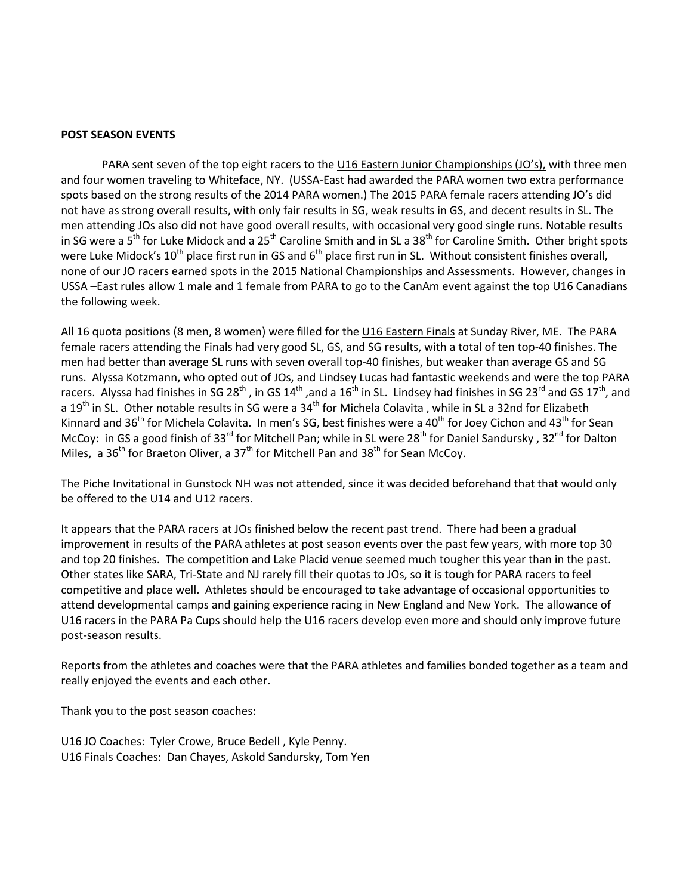**POST SEASON EVENTS**

PARA sent seven of the top eight racers to the U16 Eastern Junior Championships (JO's), with three men and four women traveling to Whiteface, NY. (USSA-East had awarded the PARA women two extra performance spots based on the strong results of the 2014 PARA women.) The 2015 PARA female racers attending JO's did not have as strong overall results, with only fair results in SG, weak results in GS, and decent results in SL. The men attending JOs also did not have good overall results, with occasional very good single runs. Notable results in SG were a 5th for Luke Midock and a 25th Caroline Smith and in SL a 38th for Caroline Smith. Other bright spots were Luke Midock's 10th place first run in GS and 6th place first run in SL. Without consistent finishes overall, none of our JO racers earned spots in the 2015 National Championships and Assessments. However, changes in USSA –East rules allow 1 male and 1 female from PARA to go to the CanAm event against the top U16 Canadians the following week.

All 16 quota positions (8 men, 8 women) were filled for the U16 Eastern Finals at Sunday River, ME. The PARA female racers attending the Finals had very good SL, GS, and SG results, with a total of ten top-40 finishes. The men had better than average SL runs with seven overall top-40 finishes, but weaker than average GS and SG runs. Alyssa Kotzmann, who opted out of JOs, and Lindsey Lucas had fantastic weekends and were the top PARA racers. Alyssa had finishes in SG 28th , in GS 14th ,and a 16th in SL. Lindsey had finishes in SG 23rd and GS 17th, and a 19th in SL. Other notable results in SG were a 34th for Michela Colavita , while in SL a 32nd for Elizabeth Kinnard and 36th for Michela Colavita. In men's SG, best finishes were a 40th for Joey Cichon and 43th for Sean McCoy: in GS a good finish of 33rd for Mitchell Pan; while in SL were 28th for Daniel Sandursky , 32nd for Dalton Miles, a 36th for Braeton Oliver, a 37th for Mitchell Pan and 38th for Sean McCoy.

The Piche Invitational in Gunstock NH was not attended, since it was decided beforehand that that would only be offered to the U14 and U12 racers.

It appears that the PARA racers at JOs finished below the recent past trend. There had been a gradual improvement in results of the PARA athletes at post season events over the past few years, with more top 30 and top 20 finishes. The competition and Lake Placid venue seemed much tougher this year than in the past. Other states like SARA, Tri-State and NJ rarely fill their quotas to JOs, so it is tough for PARA racers to feel competitive and place well. Athletes should be encouraged to take advantage of occasional opportunities to attend developmental camps and gaining experience racing in New England and New York. The allowance of U16 racers in the PARA Pa Cups should help the U16 racers develop even more and should only improve future post-season results.

Reports from the athletes and coaches were that the PARA athletes and families bonded together as a team and really enjoyed the events and each other.

Thank you to the post season coaches:

U16 JO Coaches: Tyler Crowe, Bruce Bedell , Kyle Penny.
U16 Finals Coaches: Dan Chayes, Askold Sandursky, Tom Yen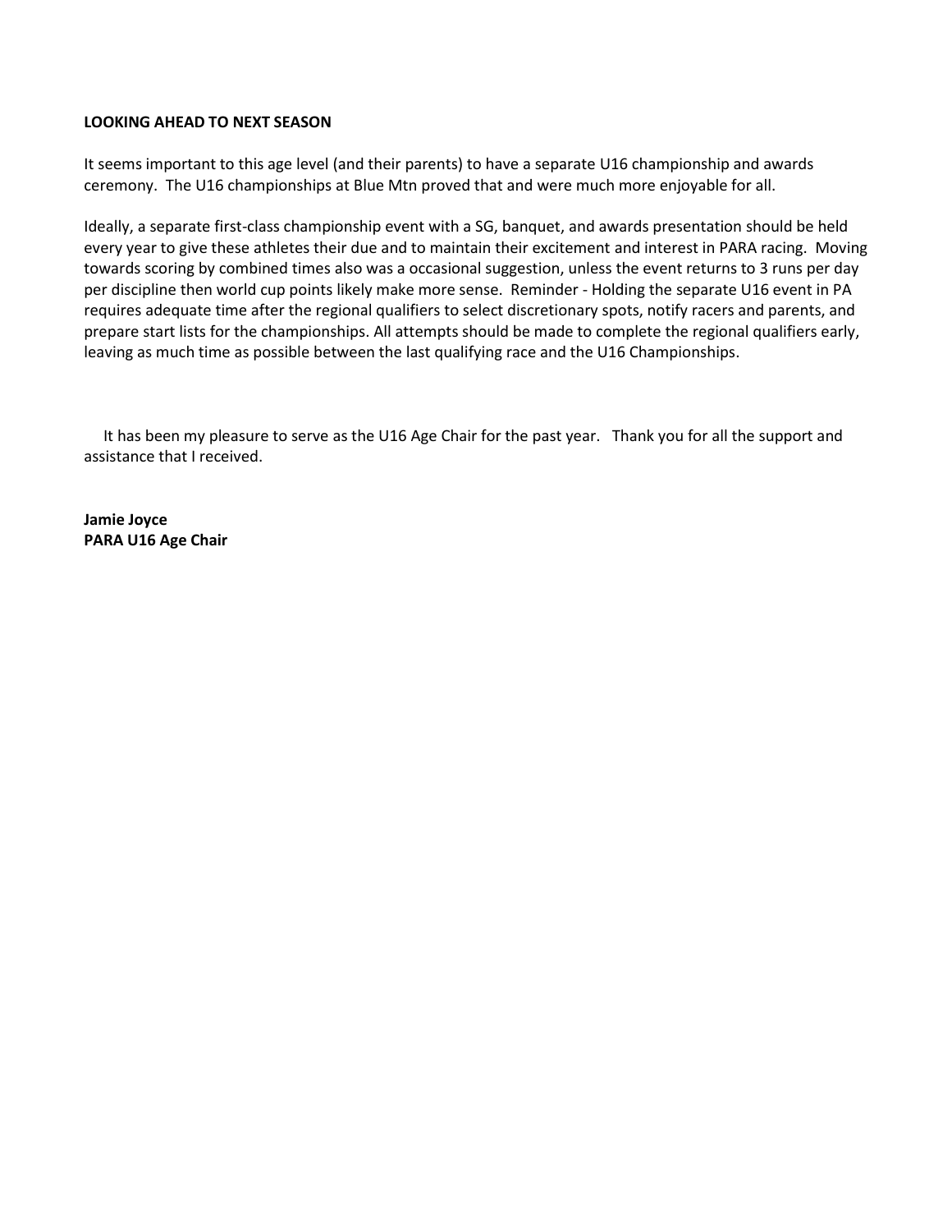**LOOKING AHEAD TO NEXT SEASON**

It seems important to this age level (and their parents) to have a separate U16 championship and awards ceremony. The U16 championships at Blue Mtn proved that and were much more enjoyable for all.

Ideally, a separate first-class championship event with a SG, banquet, and awards presentation should be held every year to give these athletes their due and to maintain their excitement and interest in PARA racing. Moving towards scoring by combined times also was a occasional suggestion, unless the event returns to 3 runs per day per discipline then world cup points likely make more sense. Reminder - Holding the separate U16 event in PA requires adequate time after the regional qualifiers to select discretionary spots, notify racers and parents, and prepare start lists for the championships. All attempts should be made to complete the regional qualifiers early, leaving as much time as possible between the last qualifying race and the U16 Championships.

It has been my pleasure to serve as the U16 Age Chair for the past year. Thank you for all the support and assistance that I received.

**Jamie Joyce**
**PARA U16 Age Chair**